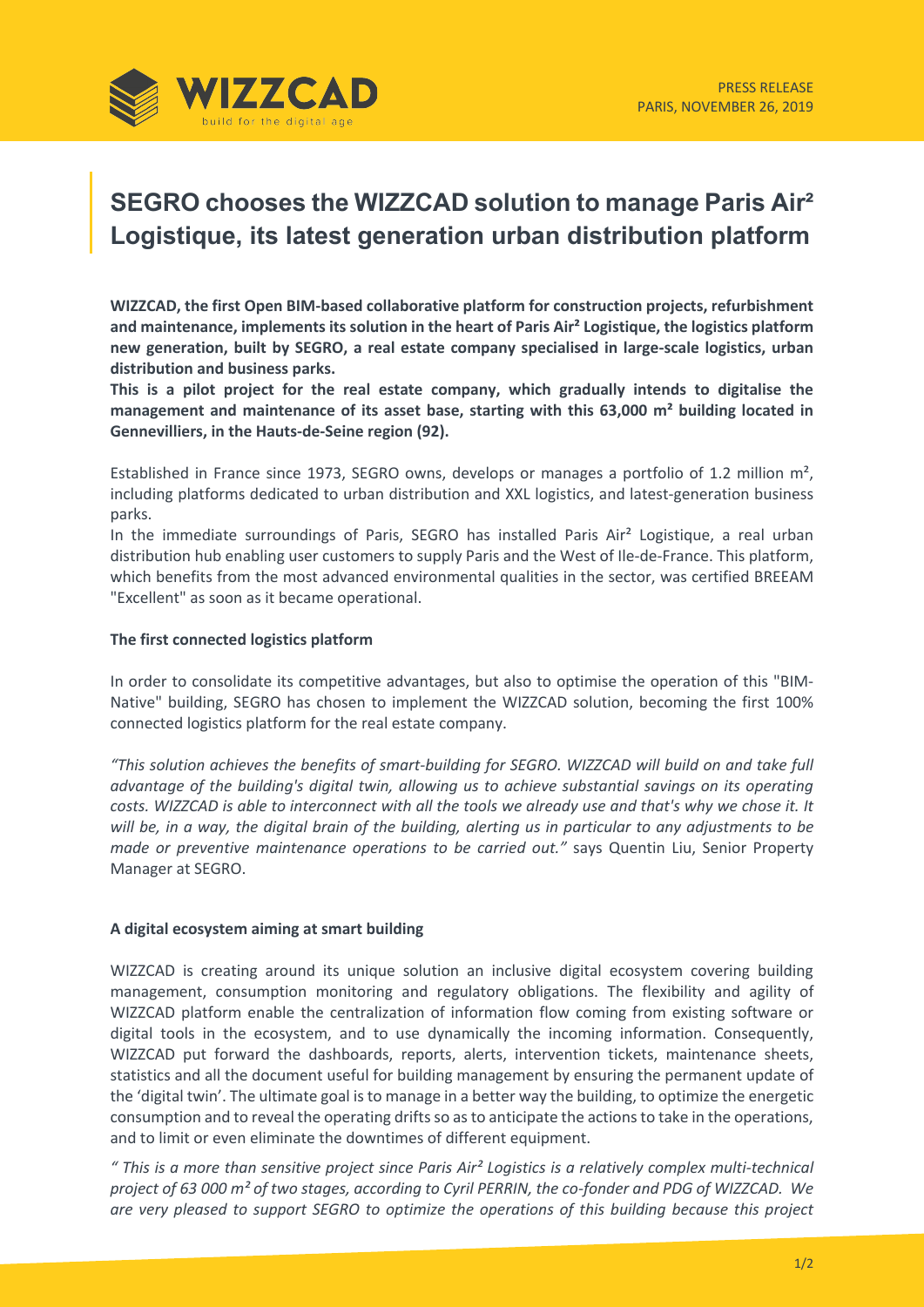PRESS RELEASE
PARIS, NOVEMBER 26, 2019

# SEGRO chooses the WIZZCAD solution to manage Paris Air² Logistique, its latest generation urban distribution platform

**WIZZCAD, the first Open BIM-based collaborative platform for construction projects, refurbishment and maintenance, implements its solution in the heart of Paris Air² Logistique, the logistics platform new generation, built by SEGRO, a real estate company specialised in large-scale logistics, urban distribution and business parks.**
**This is a pilot project for the real estate company, which gradually intends to digitalise the management and maintenance of its asset base, starting with this 63,000 m² building located in Gennevilliers, in the Hauts-de-Seine region (92).**

Established in France since 1973, SEGRO owns, develops or manages a portfolio of 1.2 million m², including platforms dedicated to urban distribution and XXL logistics, and latest-generation business parks.
In the immediate surroundings of Paris, SEGRO has installed Paris Air² Logistique, a real urban distribution hub enabling user customers to supply Paris and the West of Ile-de-France. This platform, which benefits from the most advanced environmental qualities in the sector, was certified BREEAM "Excellent" as soon as it became operational.

## The first connected logistics platform

In order to consolidate its competitive advantages, but also to optimise the operation of this "BIM-Native" building, SEGRO has chosen to implement the WIZZCAD solution, becoming the first 100% connected logistics platform for the real estate company.

*"This solution achieves the benefits of smart-building for SEGRO. WIZZCAD will build on and take full advantage of the building's digital twin, allowing us to achieve substantial savings on its operating costs. WIZZCAD is able to interconnect with all the tools we already use and that's why we chose it. It will be, in a way, the digital brain of the building, alerting us in particular to any adjustments to be made or preventive maintenance operations to be carried out."* says Quentin Liu, Senior Property Manager at SEGRO.

## A digital ecosystem aiming at smart building

WIZZCAD is creating around its unique solution an inclusive digital ecosystem covering building management, consumption monitoring and regulatory obligations. The flexibility and agility of WIZZCAD platform enable the centralization of information flow coming from existing software or digital tools in the ecosystem, and to use dynamically the incoming information. Consequently, WIZZCAD put forward the dashboards, reports, alerts, intervention tickets, maintenance sheets, statistics and all the document useful for building management by ensuring the permanent update of the 'digital twin'. The ultimate goal is to manage in a better way the building, to optimize the energetic consumption and to reveal the operating drifts so as to anticipate the actions to take in the operations, and to limit or even eliminate the downtimes of different equipment.

*" This is a more than sensitive project since Paris Air² Logistics is a relatively complex multi-technical project of 63 000 m² of two stages, according to Cyril PERRIN, the co-fonder and PDG of WIZZCAD. We are very pleased to support SEGRO to optimize the operations of this building because this project*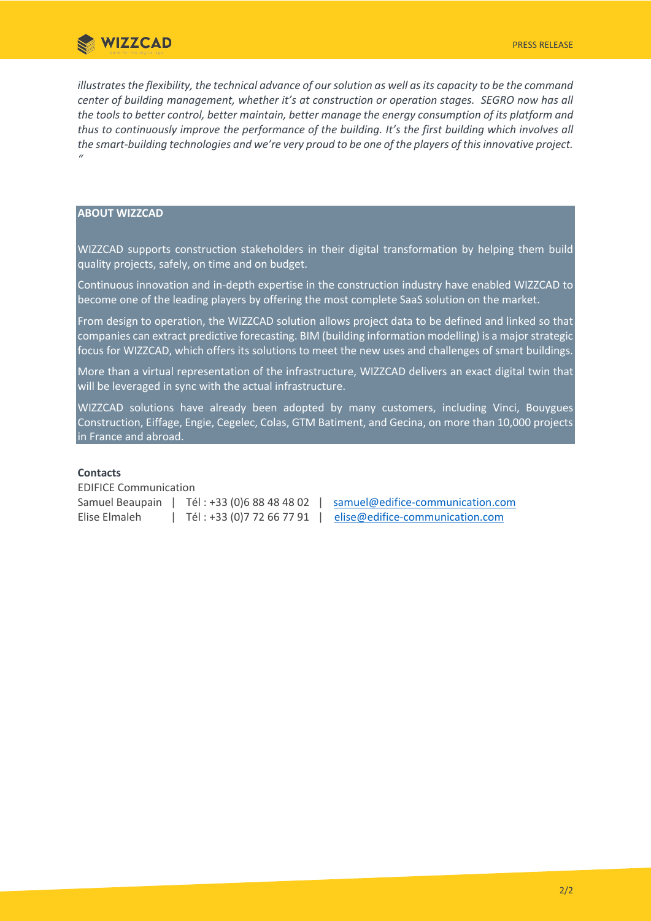*illustrates the flexibility, the technical advance of our solution as well as its capacity to be the command center of building management, whether it's at construction or operation stages. SEGRO now has all the tools to better control, better maintain, better manage the energy consumption of its platform and thus to continuously improve the performance of the building. It's the first building which involves all the smart-building technologies and we're very proud to be one of the players of this innovative project. "*

## ABOUT WIZZCAD

WIZZCAD supports construction stakeholders in their digital transformation by helping them build quality projects, safely, on time and on budget.

Continuous innovation and in-depth expertise in the construction industry have enabled WIZZCAD to become one of the leading players by offering the most complete SaaS solution on the market.

From design to operation, the WIZZCAD solution allows project data to be defined and linked so that companies can extract predictive forecasting. BIM (building information modelling) is a major strategic focus for WIZZCAD, which offers its solutions to meet the new uses and challenges of smart buildings.

More than a virtual representation of the infrastructure, WIZZCAD delivers an exact digital twin that will be leveraged in sync with the actual infrastructure.

WIZZCAD solutions have already been adopted by many customers, including Vinci, Bouygues Construction, Eiffage, Engie, Cegelec, Colas, GTM Batiment, and Gecina, on more than 10,000 projects in France and abroad.

**Contacts**

EDIFICE Communication

Samuel Beaupain | Tél : +33 (0)6 88 48 48 02 | samuel@edifice-communication.com

Elise Elmaleh | Tél : +33 (0)7 72 66 77 91 | elise@edifice-communication.com